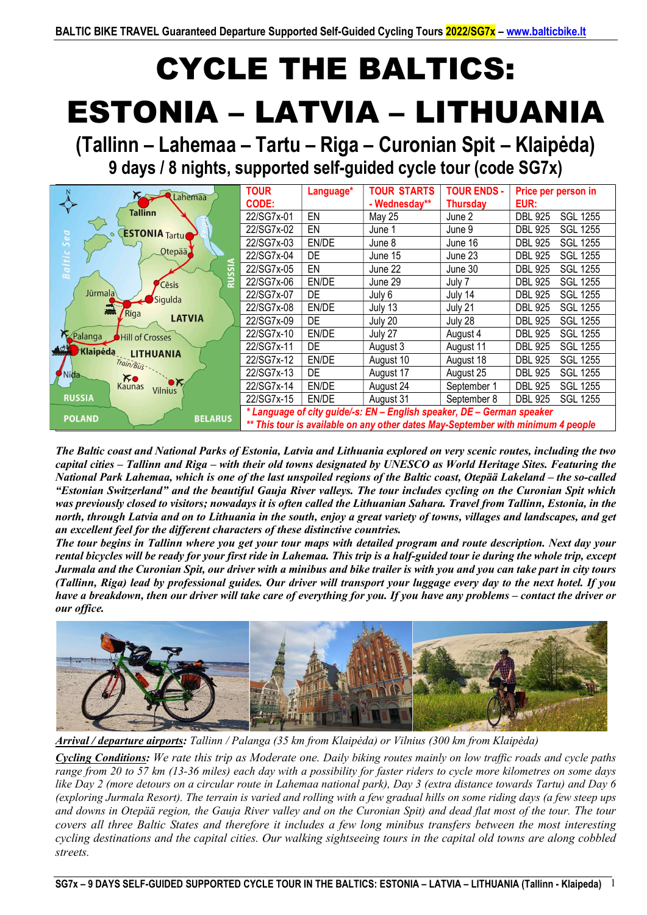# CYCLE THE BALTICS: ESTONIA – LATVIA – LITHUANIA

## (Tallinn – Lahemaa – Tartu – Riga – Curonian Spit – Klaipėda)

## 9 days / 8 nights, supported self-guided cycle tour (code SG7x)

| TOUR CODE: | Language* | TOUR STARTS - Wednesday** | TOUR ENDS - Thursday | Price per person in EUR: |
|---|---|---|---|---|
| 22/SG7x-01 | EN | May 25 | June 2 | DBL 925 SGL 1255 |
| 22/SG7x-02 | EN | June 1 | June 9 | DBL 925 SGL 1255 |
| 22/SG7x-03 | EN/DE | June 8 | June 16 | DBL 925 SGL 1255 |
| 22/SG7x-04 | DE | June 15 | June 23 | DBL 925 SGL 1255 |
| 22/SG7x-05 | EN | June 22 | June 30 | DBL 925 SGL 1255 |
| 22/SG7x-06 | EN/DE | June 29 | July 7 | DBL 925 SGL 1255 |
| 22/SG7x-07 | DE | July 6 | July 14 | DBL 925 SGL 1255 |
| 22/SG7x-08 | EN/DE | July 13 | July 21 | DBL 925 SGL 1255 |
| 22/SG7x-09 | DE | July 20 | July 28 | DBL 925 SGL 1255 |
| 22/SG7x-10 | EN/DE | July 27 | August 4 | DBL 925 SGL 1255 |
| 22/SG7x-11 | DE | August 3 | August 11 | DBL 925 SGL 1255 |
| 22/SG7x-12 | EN/DE | August 10 | August 18 | DBL 925 SGL 1255 |
| 22/SG7x-13 | DE | August 17 | August 25 | DBL 925 SGL 1255 |
| 22/SG7x-14 | EN/DE | August 24 | September 1 | DBL 925 SGL 1255 |
| 22/SG7x-15 | EN/DE | August 31 | September 8 | DBL 925 SGL 1255 |

*\* Language of city guide/-s: EN – English speaker, DE – German speaker*

*\*\* This tour is available on any other dates May-September with minimum 4 people*

***The Baltic coast and National Parks of Estonia, Latvia and Lithuania explored on very scenic routes, including the two capital cities – Tallinn and Riga – with their old towns designated by UNESCO as World Heritage Sites. Featuring the National Park Lahemaa, which is one of the last unspoiled regions of the Baltic coast, Otepää Lakeland – the so-called "Estonian Switzerland" and the beautiful Gauja River valleys. The tour includes cycling on the Curonian Spit which was previously closed to visitors; nowadays it is often called the Lithuanian Sahara. Travel from Tallinn, Estonia, in the north, through Latvia and on to Lithuania in the south, enjoy a great variety of towns, villages and landscapes, and get an excellent feel for the different characters of these distinctive countries.***

***The tour begins in Tallinn where you get your tour maps with detailed program and route description. Next day your rental bicycles will be ready for your first ride in Lahemaa. This trip is a half-guided tour ie during the whole trip, except Jurmala and the Curonian Spit, our driver with a minibus and bike trailer is with you and you can take part in city tours (Tallinn, Riga) lead by professional guides. Our driver will transport your luggage every day to the next hotel. If you have a breakdown, then our driver will take care of everything for you. If you have any problems – contact the driver or our office.***

***Arrival / departure airports:*** *Tallinn / Palanga (35 km from Klaipėda) or Vilnius (300 km from Klaipėda)*

***Cycling Conditions:*** *We rate this trip as Moderate one. Daily biking routes mainly on low traffic roads and cycle paths range from 20 to 57 km (13-36 miles) each day with a possibility for faster riders to cycle more kilometres on some days like Day 2 (more detours on a circular route in Lahemaa national park), Day 3 (extra distance towards Tartu) and Day 6 (exploring Jurmala Resort). The terrain is varied and rolling with a few gradual hills on some riding days (a few steep ups and downs in Otepää region, the Gauja River valley and on the Curonian Spit) and dead flat most of the tour. The tour covers all three Baltic States and therefore it includes a few long minibus transfers between the most interesting cycling destinations and the capital cities. Our walking sightseeing tours in the capital old towns are along cobbled streets.*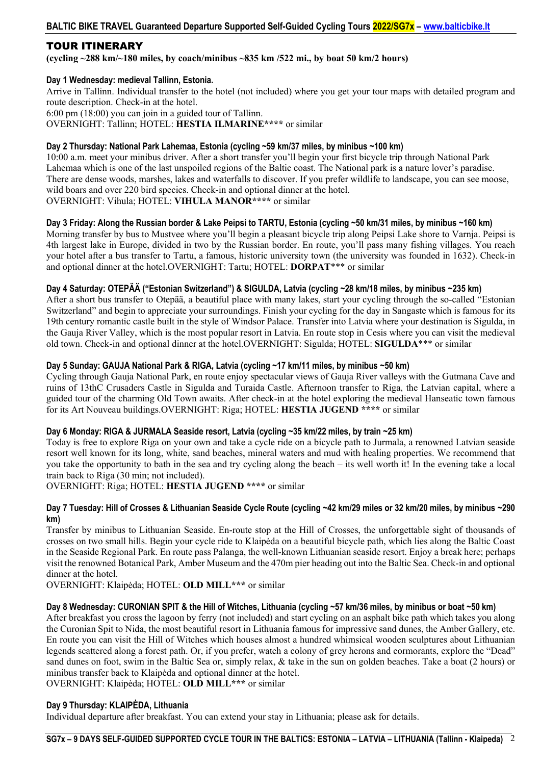## TOUR ITINERARY

**(cycling ~288 km/~180 miles, by coach/minibus ~835 km /522 mi., by boat 50 km/2 hours)**

### Day 1 Wednesday: medieval Tallinn, Estonia.

Arrive in Tallinn. Individual transfer to the hotel (not included) where you get your tour maps with detailed program and route description. Check-in at the hotel.

6:00 pm (18:00) you can join in a guided tour of Tallinn.

OVERNIGHT: Tallinn; HOTEL: **HESTIA ILMARINE\*\*\*\*** or similar

### Day 2 Thursday: National Park Lahemaa, Estonia (cycling ~59 km/37 miles, by minibus ~100 km)

10:00 a.m. meet your minibus driver. After a short transfer you'll begin your first bicycle trip through National Park Lahemaa which is one of the last unspoiled regions of the Baltic coast. The National park is a nature lover's paradise. There are dense woods, marshes, lakes and waterfalls to discover. If you prefer wildlife to landscape, you can see moose, wild boars and over 220 bird species. Check-in and optional dinner at the hotel.

OVERNIGHT: Vihula; HOTEL: **VIHULA MANOR\*\*\*\*** or similar

### Day 3 Friday: Along the Russian border & Lake Peipsi to TARTU, Estonia (cycling ~50 km/31 miles, by minibus ~160 km)

Morning transfer by bus to Mustvee where you'll begin a pleasant bicycle trip along Peipsi Lake shore to Varnja. Peipsi is 4th largest lake in Europe, divided in two by the Russian border. En route, you'll pass many fishing villages. You reach your hotel after a bus transfer to Tartu, a famous, historic university town (the university was founded in 1632). Check-in and optional dinner at the hotel.OVERNIGHT: Tartu; HOTEL: **DORPAT**\*\*\* or similar

### Day 4 Saturday: OTEPÄÄ ("Estonian Switzerland") & SIGULDA, Latvia (cycling ~28 km/18 miles, by minibus ~235 km)

After a short bus transfer to Otepää, a beautiful place with many lakes, start your cycling through the so-called "Estonian Switzerland" and begin to appreciate your surroundings. Finish your cycling for the day in Sangaste which is famous for its 19th century romantic castle built in the style of Windsor Palace. Transfer into Latvia where your destination is Sigulda, in the Gauja River Valley, which is the most popular resort in Latvia. En route stop in Cesis where you can visit the medieval old town. Check-in and optional dinner at the hotel.OVERNIGHT: Sigulda; HOTEL: **SIGULDA**\*\*\* or similar

### Day 5 Sunday: GAUJA National Park & RIGA, Latvia (cycling ~17 km/11 miles, by minibus ~50 km)

Cycling through Gauja National Park, en route enjoy spectacular views of Gauja River valleys with the Gutmana Cave and ruins of 13thC Crusaders Castle in Sigulda and Turaida Castle. Afternoon transfer to Riga, the Latvian capital, where a guided tour of the charming Old Town awaits. After check-in at the hotel exploring the medieval Hanseatic town famous for its Art Nouveau buildings.OVERNIGHT: Riga; HOTEL: **HESTIA JUGEND \*\*\*\*** or similar

### Day 6 Monday: RIGA & JURMALA Seaside resort, Latvia (cycling ~35 km/22 miles, by train ~25 km)

Today is free to explore Riga on your own and take a cycle ride on a bicycle path to Jurmala, a renowned Latvian seaside resort well known for its long, white, sand beaches, mineral waters and mud with healing properties. We recommend that you take the opportunity to bath in the sea and try cycling along the beach – its well worth it! In the evening take a local train back to Riga (30 min; not included).

OVERNIGHT: Riga; HOTEL: **HESTIA JUGEND \*\*\*\*** or similar

### Day 7 Tuesday: Hill of Crosses & Lithuanian Seaside Cycle Route (cycling ~42 km/29 miles or 32 km/20 miles, by minibus ~290 km)

Transfer by minibus to Lithuanian Seaside. En-route stop at the Hill of Crosses, the unforgettable sight of thousands of crosses on two small hills. Begin your cycle ride to Klaipėda on a beautiful bicycle path, which lies along the Baltic Coast in the Seaside Regional Park. En route pass Palanga, the well-known Lithuanian seaside resort. Enjoy a break here; perhaps visit the renowned Botanical Park, Amber Museum and the 470m pier heading out into the Baltic Sea. Check-in and optional dinner at the hotel.

OVERNIGHT: Klaipėda; HOTEL: **OLD MILL\*\*\*** or similar

### Day 8 Wednesday: CURONIAN SPIT & the Hill of Witches, Lithuania (cycling ~57 km/36 miles, by minibus or boat ~50 km)

After breakfast you cross the lagoon by ferry (not included) and start cycling on an asphalt bike path which takes you along the Curonian Spit to Nida, the most beautiful resort in Lithuania famous for impressive sand dunes, the Amber Gallery, etc. En route you can visit the Hill of Witches which houses almost a hundred whimsical wooden sculptures about Lithuanian legends scattered along a forest path. Or, if you prefer, watch a colony of grey herons and cormorants, explore the "Dead" sand dunes on foot, swim in the Baltic Sea or, simply relax, & take in the sun on golden beaches. Take a boat (2 hours) or minibus transfer back to Klaipėda and optional dinner at the hotel.

OVERNIGHT: Klaipėda; HOTEL: **OLD MILL\*\*\*** or similar

### Day 9 Thursday: KLAIPĖDA, Lithuania

Individual departure after breakfast. You can extend your stay in Lithuania; please ask for details.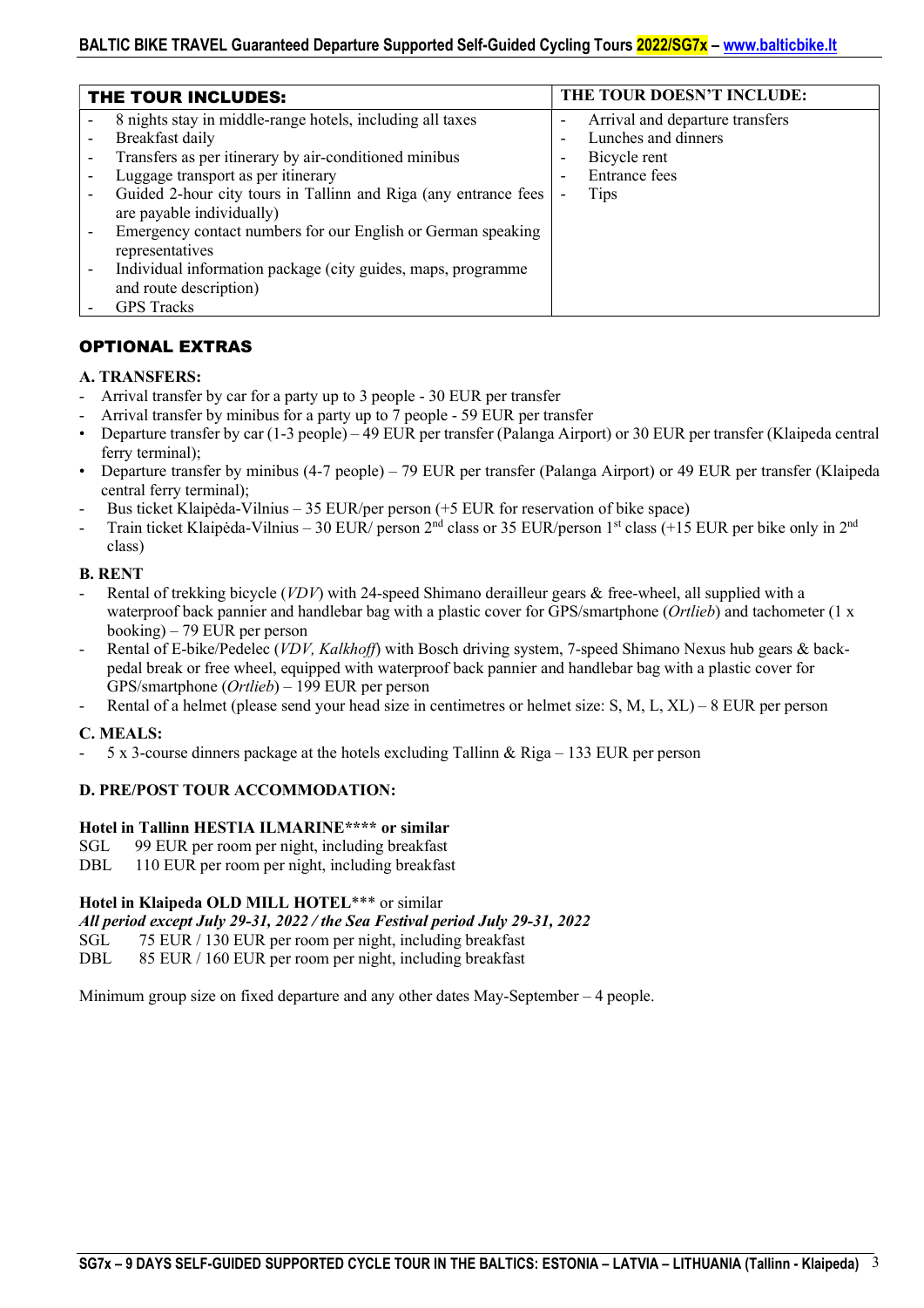| THE TOUR INCLUDES: | THE TOUR DOESN'T INCLUDE: |
|---|---|
| - 8 nights stay in middle-range hotels, including all taxes<br>- Breakfast daily<br>- Transfers as per itinerary by air-conditioned minibus<br>- Luggage transport as per itinerary<br>- Guided 2-hour city tours in Tallinn and Riga (any entrance fees are payable individually)<br>- Emergency contact numbers for our English or German speaking representatives<br>- Individual information package (city guides, maps, programme and route description)<br>- GPS Tracks | - Arrival and departure transfers<br>- Lunches and dinners<br>- Bicycle rent<br>- Entrance fees<br>- Tips |

## OPTIONAL EXTRAS

### A. TRANSFERS:

- Arrival transfer by car for a party up to 3 people - 30 EUR per transfer
- Arrival transfer by minibus for a party up to 7 people - 59 EUR per transfer
- Departure transfer by car (1-3 people) – 49 EUR per transfer (Palanga Airport) or 30 EUR per transfer (Klaipeda central ferry terminal);
- Departure transfer by minibus (4-7 people) – 79 EUR per transfer (Palanga Airport) or 49 EUR per transfer (Klaipeda central ferry terminal);
- Bus ticket Klaipėda-Vilnius – 35 EUR/per person (+5 EUR for reservation of bike space)
- Train ticket Klaipėda-Vilnius – 30 EUR/ person 2nd class or 35 EUR/person 1st class (+15 EUR per bike only in 2nd class)

### B. RENT

- Rental of trekking bicycle (*VDV*) with 24-speed Shimano derailleur gears & free-wheel, all supplied with a waterproof back pannier and handlebar bag with a plastic cover for GPS/smartphone (*Ortlieb*) and tachometer (1 x booking) – 79 EUR per person
- Rental of E-bike/Pedelec (*VDV, Kalkhoff*) with Bosch driving system, 7-speed Shimano Nexus hub gears & back-pedal break or free wheel, equipped with waterproof back pannier and handlebar bag with a plastic cover for GPS/smartphone (*Ortlieb*) – 199 EUR per person
- Rental of a helmet (please send your head size in centimetres or helmet size: S, M, L, XL) – 8 EUR per person

### C. MEALS:

- 5 x 3-course dinners package at the hotels excluding Tallinn & Riga – 133 EUR per person

### D. PRE/POST TOUR ACCOMMODATION:

**Hotel in Tallinn HESTIA ILMARINE\*\*\*\* or similar**

SGL 99 EUR per room per night, including breakfast
DBL 110 EUR per room per night, including breakfast

**Hotel in Klaipeda OLD MILL HOTEL**\*\*\* or similar

***All period except July 29-31, 2022 / the Sea Festival period July 29-31, 2022***

SGL 75 EUR / 130 EUR per room per night, including breakfast
DBL 85 EUR / 160 EUR per room per night, including breakfast

Minimum group size on fixed departure and any other dates May-September – 4 people.